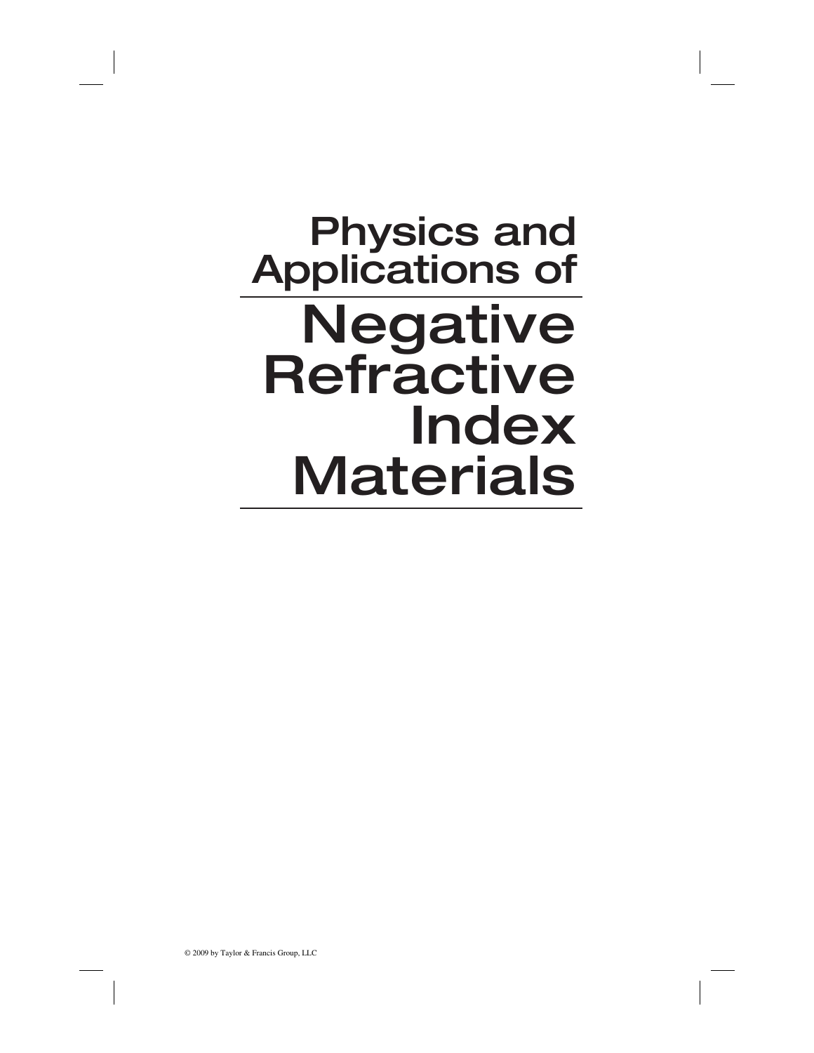# Physics and Applications of

# Negative Refractive Index Materials

© 2009 by Taylor & Francis Group, LLC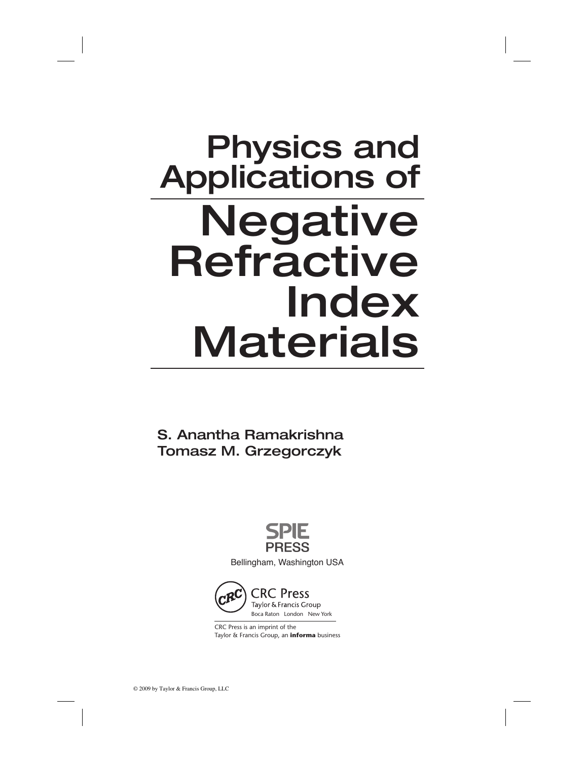# Physics and Applications of

# Negative Refractive Index Materials

S. Anantha Ramakrishna
Tomasz M. Grzegorczyk

SPIE PRESS
Bellingham, Washington USA

CRC Press
Taylor & Francis Group
Boca Raton London New York

CRC Press is an imprint of the
Taylor & Francis Group, an **informa** business

© 2009 by Taylor & Francis Group, LLC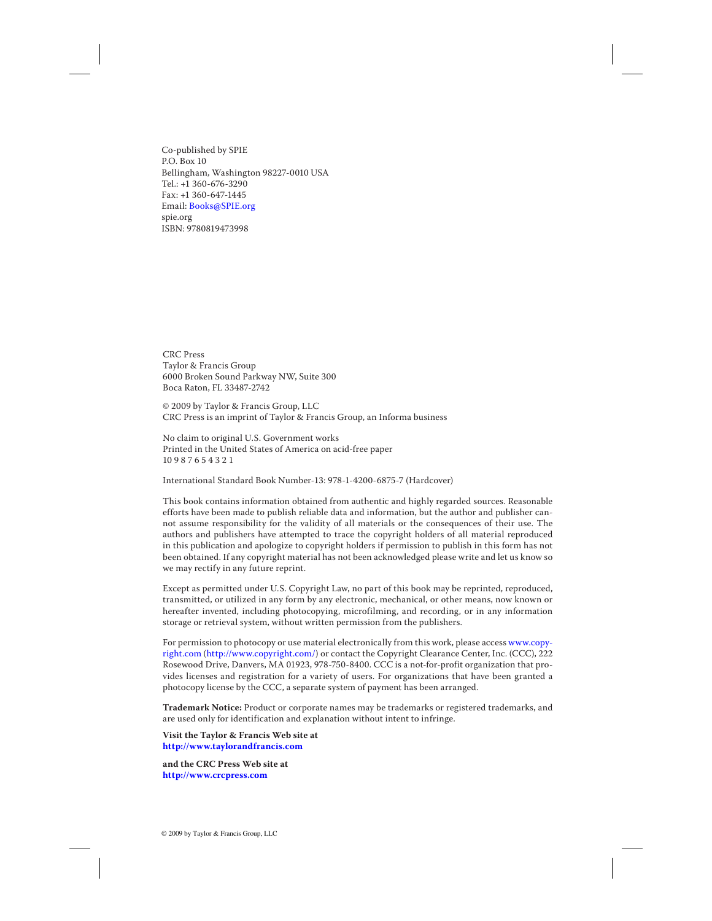Co-published by SPIE
P.O. Box 10
Bellingham, Washington 98227-0010 USA
Tel.: +1 360-676-3290
Fax: +1 360-647-1445
Email: Books@SPIE.org
spie.org
ISBN: 9780819473998

CRC Press
Taylor & Francis Group
6000 Broken Sound Parkway NW, Suite 300
Boca Raton, FL 33487-2742

© 2009 by Taylor & Francis Group, LLC
CRC Press is an imprint of Taylor & Francis Group, an Informa business

No claim to original U.S. Government works
Printed in the United States of America on acid-free paper
10 9 8 7 6 5 4 3 2 1

International Standard Book Number-13: 978-1-4200-6875-7 (Hardcover)

This book contains information obtained from authentic and highly regarded sources. Reasonable efforts have been made to publish reliable data and information, but the author and publisher cannot assume responsibility for the validity of all materials or the consequences of their use. The authors and publishers have attempted to trace the copyright holders of all material reproduced in this publication and apologize to copyright holders if permission to publish in this form has not been obtained. If any copyright material has not been acknowledged please write and let us know so we may rectify in any future reprint.

Except as permitted under U.S. Copyright Law, no part of this book may be reprinted, reproduced, transmitted, or utilized in any form by any electronic, mechanical, or other means, now known or hereafter invented, including photocopying, microfilming, and recording, or in any information storage or retrieval system, without written permission from the publishers.

For permission to photocopy or use material electronically from this work, please access www.copyright.com (http://www.copyright.com/) or contact the Copyright Clearance Center, Inc. (CCC), 222 Rosewood Drive, Danvers, MA 01923, 978-750-8400. CCC is a not-for-profit organization that provides licenses and registration for a variety of users. For organizations that have been granted a photocopy license by the CCC, a separate system of payment has been arranged.

**Trademark Notice:** Product or corporate names may be trademarks or registered trademarks, and are used only for identification and explanation without intent to infringe.

**Visit the Taylor & Francis Web site at**
**http://www.taylorandfrancis.com**

**and the CRC Press Web site at**
**http://www.crcpress.com**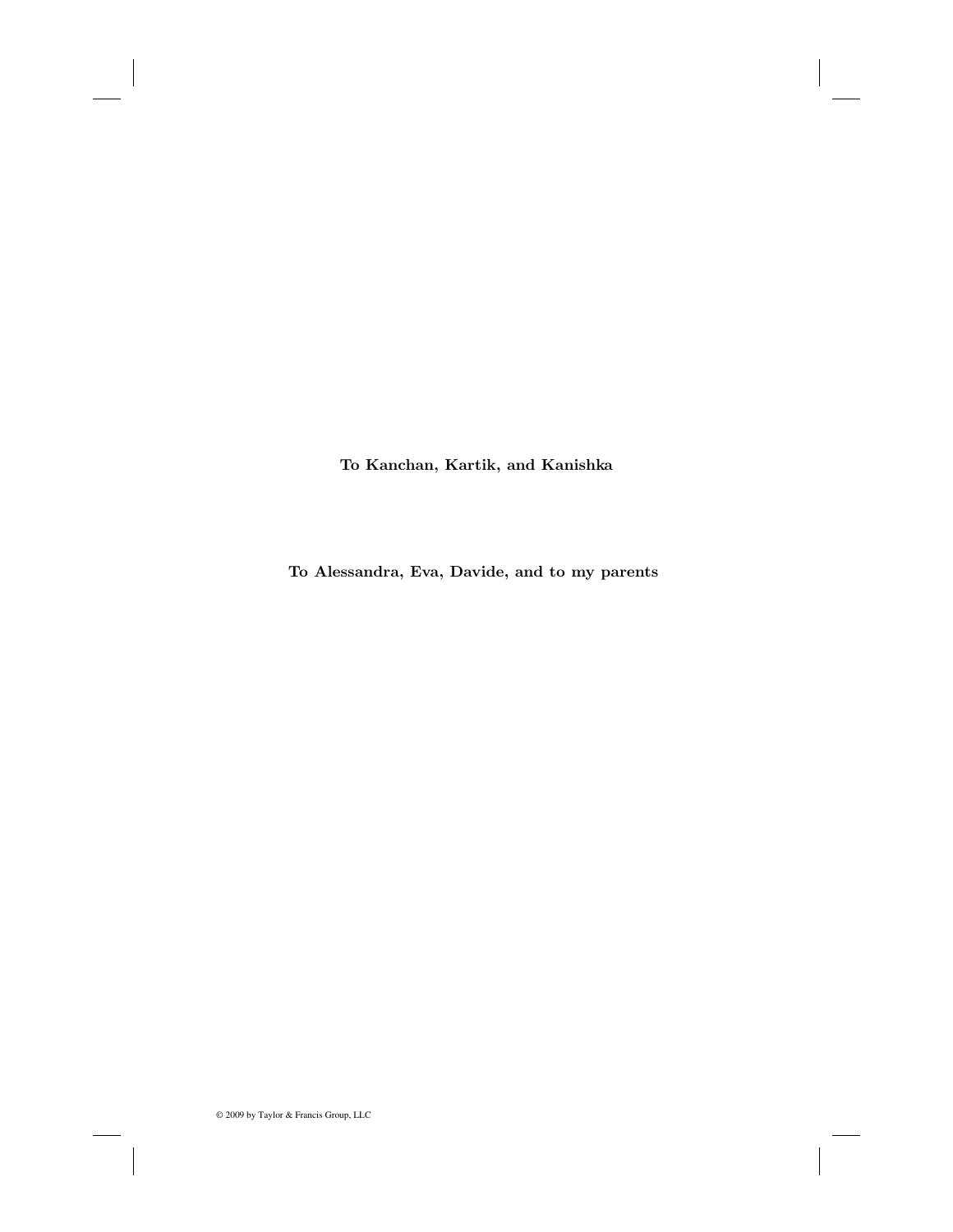**To Kanchan, Kartik, and Kanishka**

**To Alessandra, Eva, Davide, and to my parents**

© 2009 by Taylor & Francis Group, LLC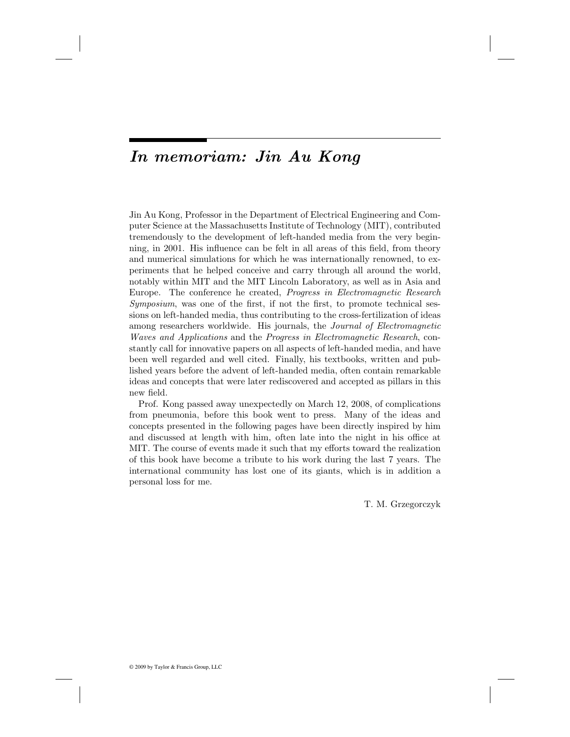# *In memoriam: Jin Au Kong*

Jin Au Kong, Professor in the Department of Electrical Engineering and Computer Science at the Massachusetts Institute of Technology (MIT), contributed tremendously to the development of left-handed media from the very beginning, in 2001. His influence can be felt in all areas of this field, from theory and numerical simulations for which he was internationally renowned, to experiments that he helped conceive and carry through all around the world, notably within MIT and the MIT Lincoln Laboratory, as well as in Asia and Europe. The conference he created, *Progress in Electromagnetic Research Symposium*, was one of the first, if not the first, to promote technical sessions on left-handed media, thus contributing to the cross-fertilization of ideas among researchers worldwide. His journals, the *Journal of Electromagnetic Waves and Applications* and the *Progress in Electromagnetic Research*, constantly call for innovative papers on all aspects of left-handed media, and have been well regarded and well cited. Finally, his textbooks, written and published years before the advent of left-handed media, often contain remarkable ideas and concepts that were later rediscovered and accepted as pillars in this new field.

Prof. Kong passed away unexpectedly on March 12, 2008, of complications from pneumonia, before this book went to press. Many of the ideas and concepts presented in the following pages have been directly inspired by him and discussed at length with him, often late into the night in his office at MIT. The course of events made it such that my efforts toward the realization of this book have become a tribute to his work during the last 7 years. The international community has lost one of its giants, which is in addition a personal loss for me.

T. M. Grzegorczyk

© 2009 by Taylor & Francis Group, LLC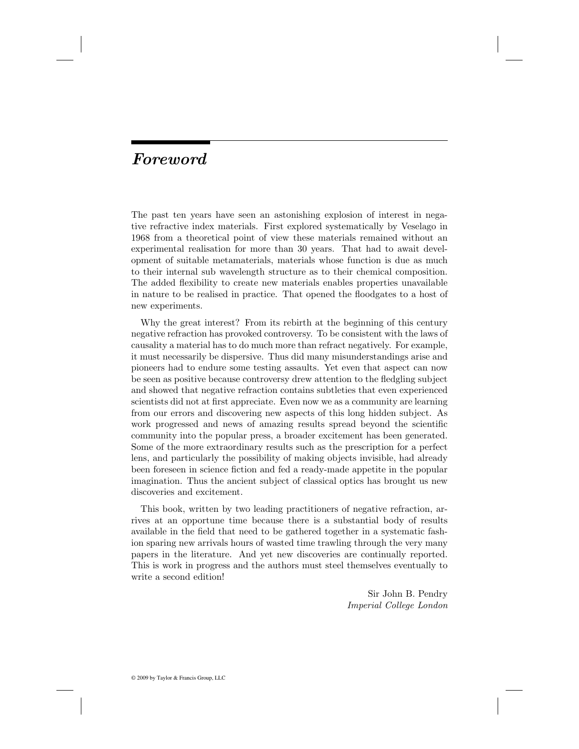# *Foreword*

The past ten years have seen an astonishing explosion of interest in negative refractive index materials. First explored systematically by Veselago in 1968 from a theoretical point of view these materials remained without an experimental realisation for more than 30 years. That had to await development of suitable metamaterials, materials whose function is due as much to their internal sub wavelength structure as to their chemical composition. The added flexibility to create new materials enables properties unavailable in nature to be realised in practice. That opened the floodgates to a host of new experiments.

Why the great interest? From its rebirth at the beginning of this century negative refraction has provoked controversy. To be consistent with the laws of causality a material has to do much more than refract negatively. For example, it must necessarily be dispersive. Thus did many misunderstandings arise and pioneers had to endure some testing assaults. Yet even that aspect can now be seen as positive because controversy drew attention to the fledgling subject and showed that negative refraction contains subtleties that even experienced scientists did not at first appreciate. Even now we as a community are learning from our errors and discovering new aspects of this long hidden subject. As work progressed and news of amazing results spread beyond the scientific community into the popular press, a broader excitement has been generated. Some of the more extraordinary results such as the prescription for a perfect lens, and particularly the possibility of making objects invisible, had already been foreseen in science fiction and fed a ready-made appetite in the popular imagination. Thus the ancient subject of classical optics has brought us new discoveries and excitement.

This book, written by two leading practitioners of negative refraction, arrives at an opportune time because there is a substantial body of results available in the field that need to be gathered together in a systematic fashion sparing new arrivals hours of wasted time trawling through the very many papers in the literature. And yet new discoveries are continually reported. This is work in progress and the authors must steel themselves eventually to write a second edition!

Sir John B. Pendry
*Imperial College London*

© 2009 by Taylor & Francis Group, LLC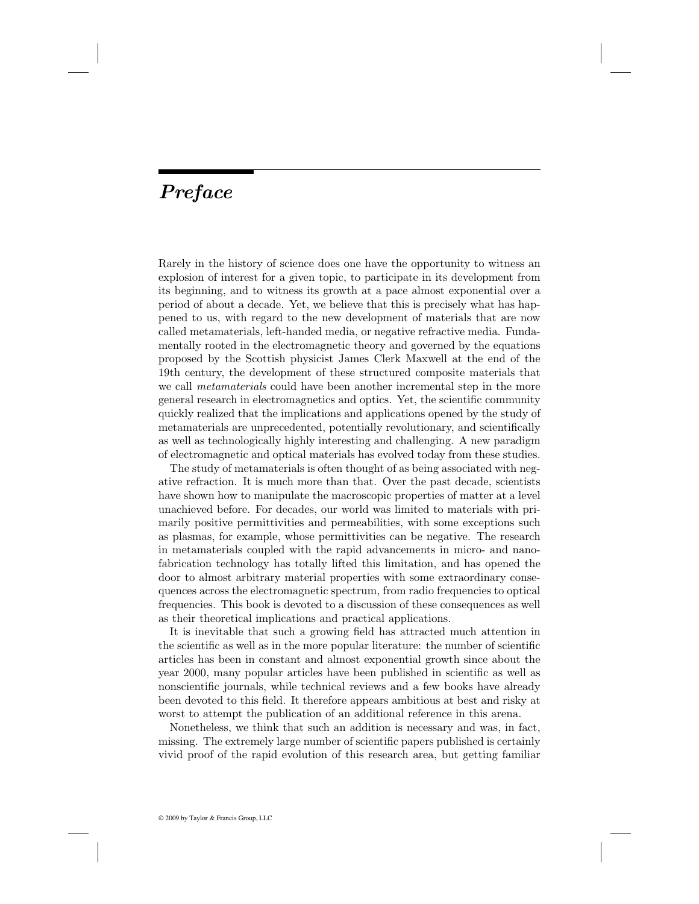# *Preface*

Rarely in the history of science does one have the opportunity to witness an explosion of interest for a given topic, to participate in its development from its beginning, and to witness its growth at a pace almost exponential over a period of about a decade. Yet, we believe that this is precisely what has happened to us, with regard to the new development of materials that are now called metamaterials, left-handed media, or negative refractive media. Fundamentally rooted in the electromagnetic theory and governed by the equations proposed by the Scottish physicist James Clerk Maxwell at the end of the 19th century, the development of these structured composite materials that we call *metamaterials* could have been another incremental step in the more general research in electromagnetics and optics. Yet, the scientific community quickly realized that the implications and applications opened by the study of metamaterials are unprecedented, potentially revolutionary, and scientifically as well as technologically highly interesting and challenging. A new paradigm of electromagnetic and optical materials has evolved today from these studies.

The study of metamaterials is often thought of as being associated with negative refraction. It is much more than that. Over the past decade, scientists have shown how to manipulate the macroscopic properties of matter at a level unachieved before. For decades, our world was limited to materials with primarily positive permittivities and permeabilities, with some exceptions such as plasmas, for example, whose permittivities can be negative. The research in metamaterials coupled with the rapid advancements in micro- and nanofabrication technology has totally lifted this limitation, and has opened the door to almost arbitrary material properties with some extraordinary consequences across the electromagnetic spectrum, from radio frequencies to optical frequencies. This book is devoted to a discussion of these consequences as well as their theoretical implications and practical applications.

It is inevitable that such a growing field has attracted much attention in the scientific as well as in the more popular literature: the number of scientific articles has been in constant and almost exponential growth since about the year 2000, many popular articles have been published in scientific as well as nonscientific journals, while technical reviews and a few books have already been devoted to this field. It therefore appears ambitious at best and risky at worst to attempt the publication of an additional reference in this arena.

Nonetheless, we think that such an addition is necessary and was, in fact, missing. The extremely large number of scientific papers published is certainly vivid proof of the rapid evolution of this research area, but getting familiar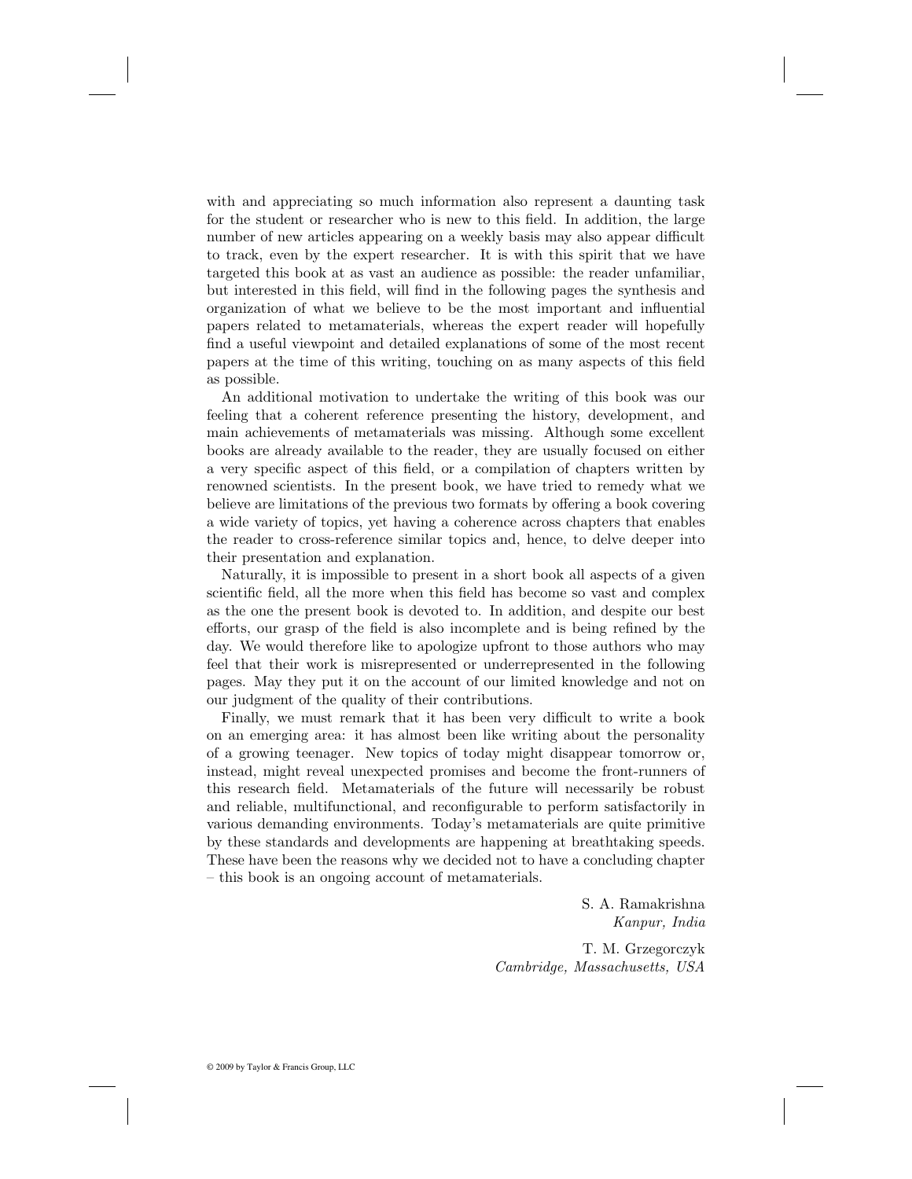with and appreciating so much information also represent a daunting task for the student or researcher who is new to this field. In addition, the large number of new articles appearing on a weekly basis may also appear difficult to track, even by the expert researcher. It is with this spirit that we have targeted this book at as vast an audience as possible: the reader unfamiliar, but interested in this field, will find in the following pages the synthesis and organization of what we believe to be the most important and influential papers related to metamaterials, whereas the expert reader will hopefully find a useful viewpoint and detailed explanations of some of the most recent papers at the time of this writing, touching on as many aspects of this field as possible.

An additional motivation to undertake the writing of this book was our feeling that a coherent reference presenting the history, development, and main achievements of metamaterials was missing. Although some excellent books are already available to the reader, they are usually focused on either a very specific aspect of this field, or a compilation of chapters written by renowned scientists. In the present book, we have tried to remedy what we believe are limitations of the previous two formats by offering a book covering a wide variety of topics, yet having a coherence across chapters that enables the reader to cross-reference similar topics and, hence, to delve deeper into their presentation and explanation.

Naturally, it is impossible to present in a short book all aspects of a given scientific field, all the more when this field has become so vast and complex as the one the present book is devoted to. In addition, and despite our best efforts, our grasp of the field is also incomplete and is being refined by the day. We would therefore like to apologize upfront to those authors who may feel that their work is misrepresented or underrepresented in the following pages. May they put it on the account of our limited knowledge and not on our judgment of the quality of their contributions.

Finally, we must remark that it has been very difficult to write a book on an emerging area: it has almost been like writing about the personality of a growing teenager. New topics of today might disappear tomorrow or, instead, might reveal unexpected promises and become the front-runners of this research field. Metamaterials of the future will necessarily be robust and reliable, multifunctional, and reconfigurable to perform satisfactorily in various demanding environments. Today's metamaterials are quite primitive by these standards and developments are happening at breathtaking speeds. These have been the reasons why we decided not to have a concluding chapter – this book is an ongoing account of metamaterials.

S. A. Ramakrishna
*Kanpur, India*

T. M. Grzegorczyk
*Cambridge, Massachusetts, USA*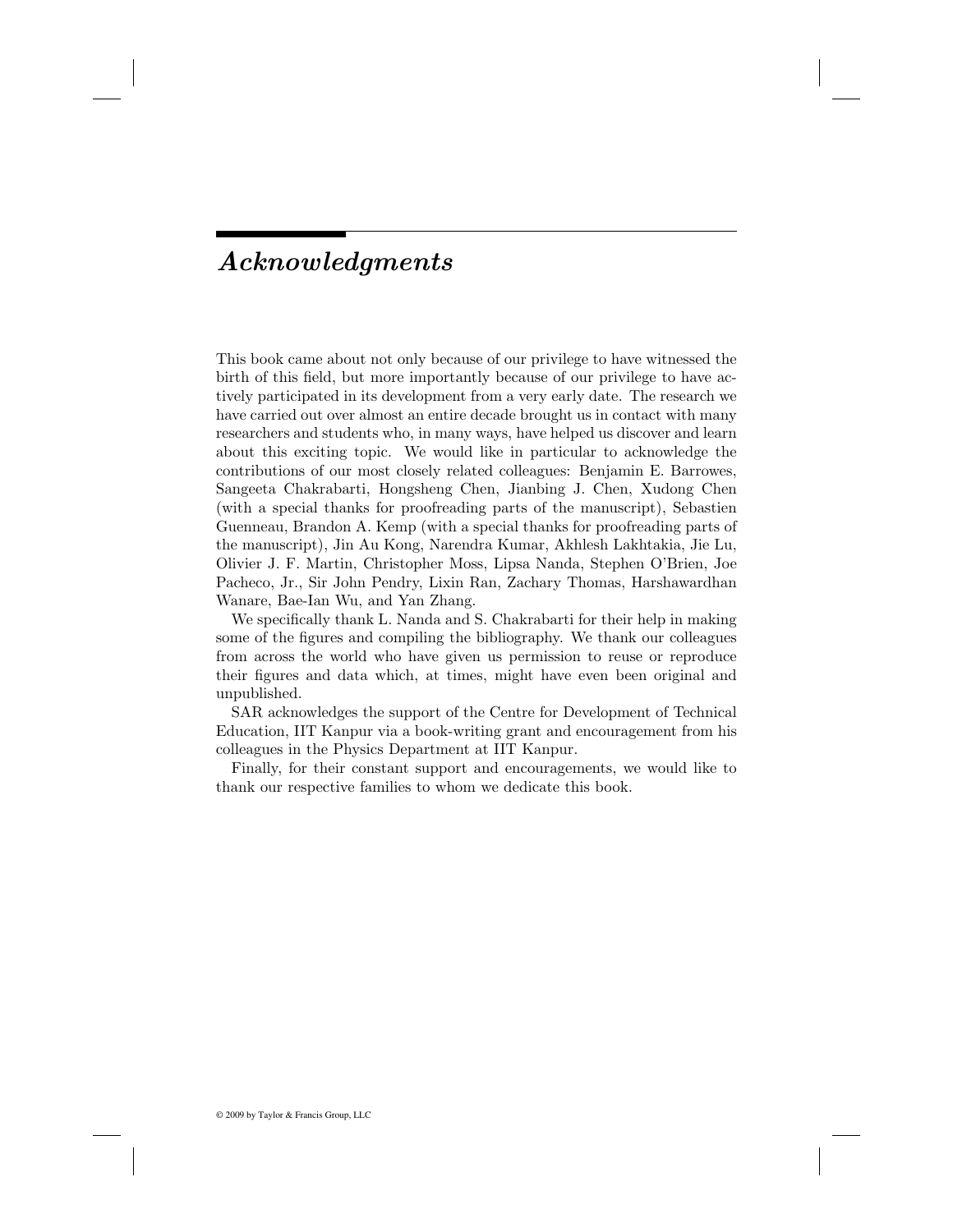# *Acknowledgments*

This book came about not only because of our privilege to have witnessed the birth of this field, but more importantly because of our privilege to have actively participated in its development from a very early date. The research we have carried out over almost an entire decade brought us in contact with many researchers and students who, in many ways, have helped us discover and learn about this exciting topic. We would like in particular to acknowledge the contributions of our most closely related colleagues: Benjamin E. Barrowes, Sangeeta Chakrabarti, Hongsheng Chen, Jianbing J. Chen, Xudong Chen (with a special thanks for proofreading parts of the manuscript), Sebastien Guenneau, Brandon A. Kemp (with a special thanks for proofreading parts of the manuscript), Jin Au Kong, Narendra Kumar, Akhlesh Lakhtakia, Jie Lu, Olivier J. F. Martin, Christopher Moss, Lipsa Nanda, Stephen O'Brien, Joe Pacheco, Jr., Sir John Pendry, Lixin Ran, Zachary Thomas, Harshawardhan Wanare, Bae-Ian Wu, and Yan Zhang.

We specifically thank L. Nanda and S. Chakrabarti for their help in making some of the figures and compiling the bibliography. We thank our colleagues from across the world who have given us permission to reuse or reproduce their figures and data which, at times, might have even been original and unpublished.

SAR acknowledges the support of the Centre for Development of Technical Education, IIT Kanpur via a book-writing grant and encouragement from his colleagues in the Physics Department at IIT Kanpur.

Finally, for their constant support and encouragements, we would like to thank our respective families to whom we dedicate this book.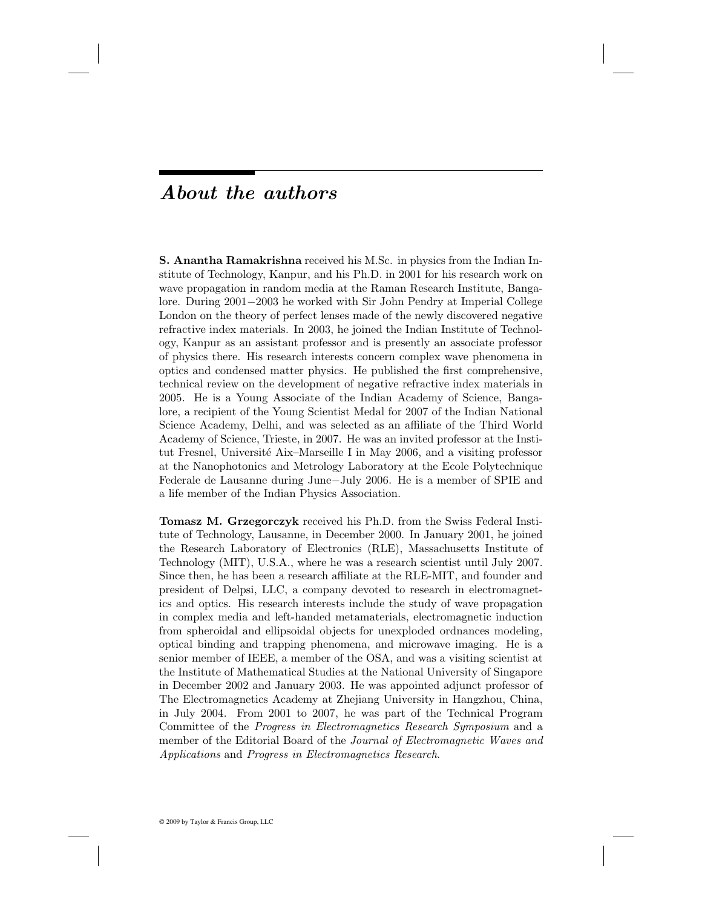# *About the authors*

**S. Anantha Ramakrishna** received his M.Sc. in physics from the Indian Institute of Technology, Kanpur, and his Ph.D. in 2001 for his research work on wave propagation in random media at the Raman Research Institute, Bangalore. During 2001−2003 he worked with Sir John Pendry at Imperial College London on the theory of perfect lenses made of the newly discovered negative refractive index materials. In 2003, he joined the Indian Institute of Technology, Kanpur as an assistant professor and is presently an associate professor of physics there. His research interests concern complex wave phenomena in optics and condensed matter physics. He published the first comprehensive, technical review on the development of negative refractive index materials in 2005. He is a Young Associate of the Indian Academy of Science, Bangalore, a recipient of the Young Scientist Medal for 2007 of the Indian National Science Academy, Delhi, and was selected as an affiliate of the Third World Academy of Science, Trieste, in 2007. He was an invited professor at the Institut Fresnel, Université Aix–Marseille I in May 2006, and a visiting professor at the Nanophotonics and Metrology Laboratory at the Ecole Polytechnique Federale de Lausanne during June−July 2006. He is a member of SPIE and a life member of the Indian Physics Association.

**Tomasz M. Grzegorczyk** received his Ph.D. from the Swiss Federal Institute of Technology, Lausanne, in December 2000. In January 2001, he joined the Research Laboratory of Electronics (RLE), Massachusetts Institute of Technology (MIT), U.S.A., where he was a research scientist until July 2007. Since then, he has been a research affiliate at the RLE-MIT, and founder and president of Delpsi, LLC, a company devoted to research in electromagnetics and optics. His research interests include the study of wave propagation in complex media and left-handed metamaterials, electromagnetic induction from spheroidal and ellipsoidal objects for unexploded ordnances modeling, optical binding and trapping phenomena, and microwave imaging. He is a senior member of IEEE, a member of the OSA, and was a visiting scientist at the Institute of Mathematical Studies at the National University of Singapore in December 2002 and January 2003. He was appointed adjunct professor of The Electromagnetics Academy at Zhejiang University in Hangzhou, China, in July 2004. From 2001 to 2007, he was part of the Technical Program Committee of the *Progress in Electromagnetics Research Symposium* and a member of the Editorial Board of the *Journal of Electromagnetic Waves and Applications* and *Progress in Electromagnetics Research*.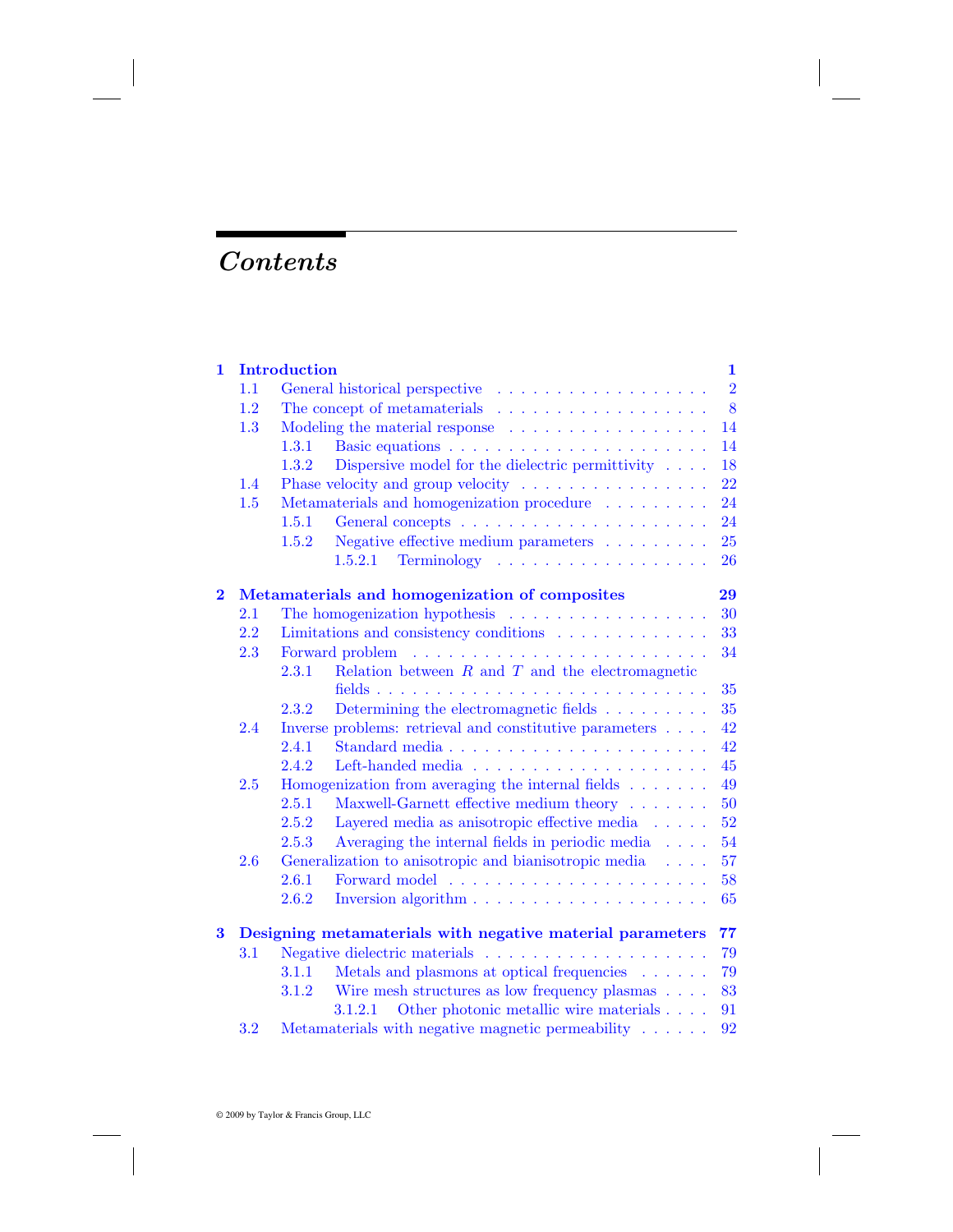# *Contents*

**1 Introduction** — **1**
- 1.1 General historical perspective — 2
- 1.2 The concept of metamaterials — 8
- 1.3 Modeling the material response — 14
  - 1.3.1 Basic equations — 14
  - 1.3.2 Dispersive model for the dielectric permittivity — 18
- 1.4 Phase velocity and group velocity — 22
- 1.5 Metamaterials and homogenization procedure — 24
  - 1.5.1 General concepts — 24
  - 1.5.2 Negative effective medium parameters — 25
    - 1.5.2.1 Terminology — 26

**2 Metamaterials and homogenization of composites** — **29**
- 2.1 The homogenization hypothesis — 30
- 2.2 Limitations and consistency conditions — 33
- 2.3 Forward problem — 34
  - 2.3.1 Relation between $R$ and $T$ and the electromagnetic fields — 35
  - 2.3.2 Determining the electromagnetic fields — 35
- 2.4 Inverse problems: retrieval and constitutive parameters — 42
  - 2.4.1 Standard media — 42
  - 2.4.2 Left-handed media — 45
- 2.5 Homogenization from averaging the internal fields — 49
  - 2.5.1 Maxwell-Garnett effective medium theory — 50
  - 2.5.2 Layered media as anisotropic effective media — 52
  - 2.5.3 Averaging the internal fields in periodic media — 54
- 2.6 Generalization to anisotropic and bianisotropic media — 57
  - 2.6.1 Forward model — 58
  - 2.6.2 Inversion algorithm — 65

**3 Designing metamaterials with negative material parameters** — **77**
- 3.1 Negative dielectric materials — 79
  - 3.1.1 Metals and plasmons at optical frequencies — 79
  - 3.1.2 Wire mesh structures as low frequency plasmas — 83
    - 3.1.2.1 Other photonic metallic wire materials — 91
- 3.2 Metamaterials with negative magnetic permeability — 92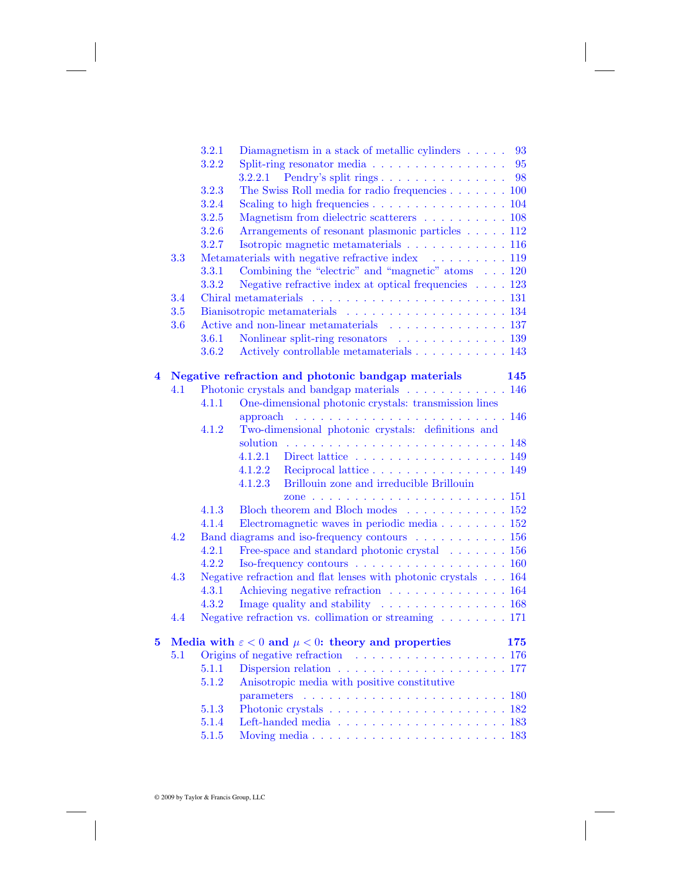3.2.1 Diamagnetism in a stack of metallic cylinders . . . . . 93
3.2.2 Split-ring resonator media . . . . . . . . . . . . . . . . 95
3.2.2.1 Pendry's split rings . . . . . . . . . . . . . . . 98
3.2.3 The Swiss Roll media for radio frequencies . . . . . . . 100
3.2.4 Scaling to high frequencies . . . . . . . . . . . . . . . . 104
3.2.5 Magnetism from dielectric scatterers . . . . . . . . . . 108
3.2.6 Arrangements of resonant plasmonic particles . . . . . 112
3.2.7 Isotropic magnetic metamaterials . . . . . . . . . . . . 116
3.3 Metamaterials with negative refractive index . . . . . . . . . 119
3.3.1 Combining the "electric" and "magnetic" atoms . . . 120
3.3.2 Negative refractive index at optical frequencies . . . . 123
3.4 Chiral metamaterials . . . . . . . . . . . . . . . . . . . . . . 131
3.5 Bianisotropic metamaterials . . . . . . . . . . . . . . . . . . 134
3.6 Active and non-linear metamaterials . . . . . . . . . . . . . 137
3.6.1 Nonlinear split-ring resonators . . . . . . . . . . . . . 139
3.6.2 Actively controllable metamaterials . . . . . . . . . . . 143

**4 Negative refraction and photonic bandgap materials 145**

4.1 Photonic crystals and bandgap materials . . . . . . . . . . . 146
4.1.1 One-dimensional photonic crystals: transmission lines approach . . . . . . . . . . . . . . . . . . . . . . . . . 146
4.1.2 Two-dimensional photonic crystals: definitions and solution . . . . . . . . . . . . . . . . . . . . . . . . . 148
4.1.2.1 Direct lattice . . . . . . . . . . . . . . . . . . 149
4.1.2.2 Reciprocal lattice . . . . . . . . . . . . . . . . 149
4.1.2.3 Brillouin zone and irreducible Brillouin zone . . . . . . . . . . . . . . . . . . . . . . 151
4.1.3 Bloch theorem and Bloch modes . . . . . . . . . . . . 152
4.1.4 Electromagnetic waves in periodic media . . . . . . . . 152
4.2 Band diagrams and iso-frequency contours . . . . . . . . . . 156
4.2.1 Free-space and standard photonic crystal . . . . . . . 156
4.2.2 Iso-frequency contours . . . . . . . . . . . . . . . . . . 160
4.3 Negative refraction and flat lenses with photonic crystals . . . 164
4.3.1 Achieving negative refraction . . . . . . . . . . . . . . 164
4.3.2 Image quality and stability . . . . . . . . . . . . . . . 168
4.4 Negative refraction vs. collimation or streaming . . . . . . . . 171

**5 Media with $\varepsilon < 0$ and $\mu < 0$: theory and properties 175**

5.1 Origins of negative refraction . . . . . . . . . . . . . . . . . . 176
5.1.1 Dispersion relation . . . . . . . . . . . . . . . . . . . . 177
5.1.2 Anisotropic media with positive constitutive parameters . . . . . . . . . . . . . . . . . . . . . . . . 180
5.1.3 Photonic crystals . . . . . . . . . . . . . . . . . . . . . 182
5.1.4 Left-handed media . . . . . . . . . . . . . . . . . . . . 183
5.1.5 Moving media . . . . . . . . . . . . . . . . . . . . . . . 183

© 2009 by Taylor & Francis Group, LLC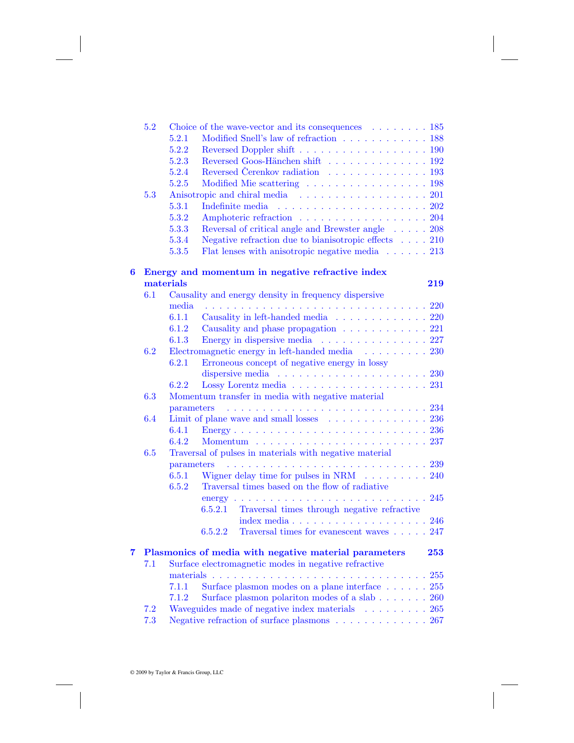- 5.2 Choice of the wave-vector and its consequences . . . . . . . . 185
  - 5.2.1 Modified Snell's law of refraction . . . . . . . . . . . . 188
  - 5.2.2 Reversed Doppler shift . . . . . . . . . . . . . . . . . . 190
  - 5.2.3 Reversed Goos-Hänchen shift . . . . . . . . . . . . . . 192
  - 5.2.4 Reversed Čerenkov radiation . . . . . . . . . . . . . . 193
  - 5.2.5 Modified Mie scattering . . . . . . . . . . . . . . . . . 198
- 5.3 Anisotropic and chiral media . . . . . . . . . . . . . . . . . . 201
  - 5.3.1 Indefinite media . . . . . . . . . . . . . . . . . . . . . 202
  - 5.3.2 Amphoteric refraction . . . . . . . . . . . . . . . . . . 204
  - 5.3.3 Reversal of critical angle and Brewster angle . . . . . 208
  - 5.3.4 Negative refraction due to bianisotropic effects . . . . 210
  - 5.3.5 Flat lenses with anisotropic negative media . . . . . . 213

**6 Energy and momentum in negative refractive index materials** **219**

- 6.1 Causality and energy density in frequency dispersive media . . . . . . . . . . . . . . . . . . . . . . . . . . . . . . 220
  - 6.1.1 Causality in left-handed media . . . . . . . . . . . . . 220
  - 6.1.2 Causality and phase propagation . . . . . . . . . . . . 221
  - 6.1.3 Energy in dispersive media . . . . . . . . . . . . . . . 227
- 6.2 Electromagnetic energy in left-handed media . . . . . . . . . 230
  - 6.2.1 Erroneous concept of negative energy in lossy dispersive media . . . . . . . . . . . . . . . . . . . . . 230
  - 6.2.2 Lossy Lorentz media . . . . . . . . . . . . . . . . . . . 231
- 6.3 Momentum transfer in media with negative material parameters . . . . . . . . . . . . . . . . . . . . . . . . . . . 234
- 6.4 Limit of plane wave and small losses . . . . . . . . . . . . . . 236
  - 6.4.1 Energy . . . . . . . . . . . . . . . . . . . . . . . . . . . 236
  - 6.4.2 Momentum . . . . . . . . . . . . . . . . . . . . . . . . . 237
- 6.5 Traversal of pulses in materials with negative material parameters . . . . . . . . . . . . . . . . . . . . . . . . . . . 239
  - 6.5.1 Wigner delay time for pulses in NRM . . . . . . . . . 240
  - 6.5.2 Traversal times based on the flow of radiative energy . . . . . . . . . . . . . . . . . . . . . . . . . . . 245
    - 6.5.2.1 Traversal times through negative refractive index media . . . . . . . . . . . . . . . . . . . 246
    - 6.5.2.2 Traversal times for evanescent waves . . . . . 247

**7 Plasmonics of media with negative material parameters** **253**

- 7.1 Surface electromagnetic modes in negative refractive materials . . . . . . . . . . . . . . . . . . . . . . . . . . . . . 255
  - 7.1.1 Surface plasmon modes on a plane interface . . . . . . 255
  - 7.1.2 Surface plasmon polariton modes of a slab . . . . . . . 260
- 7.2 Waveguides made of negative index materials . . . . . . . . . 265
- 7.3 Negative refraction of surface plasmons . . . . . . . . . . . . 267

© 2009 by Taylor & Francis Group, LLC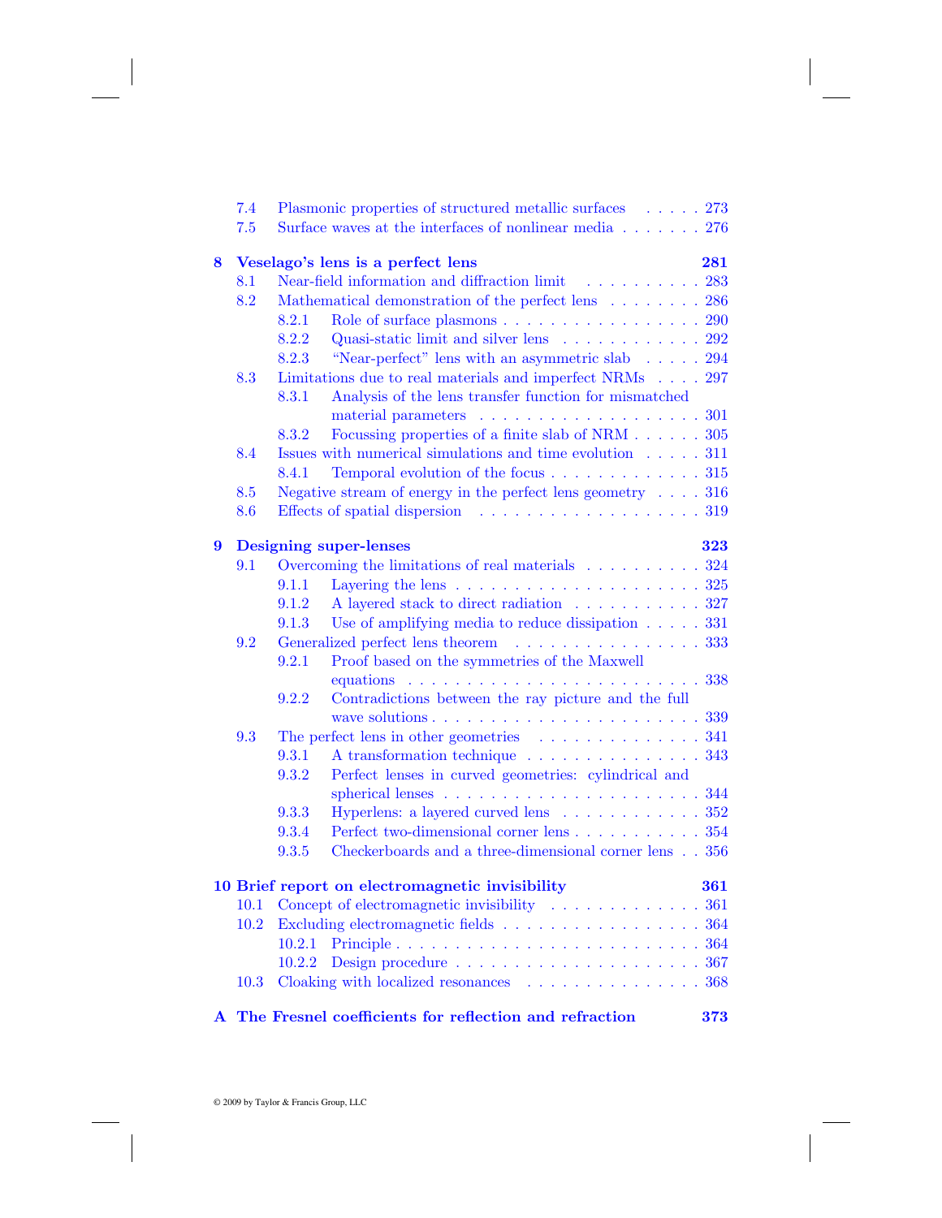- 7.4 Plasmonic properties of structured metallic surfaces . . . . . 273
- 7.5 Surface waves at the interfaces of nonlinear media . . . . . . . 276

**8 Veselago's lens is a perfect lens 281**

- 8.1 Near-field information and diffraction limit . . . . . . . . . . 283
- 8.2 Mathematical demonstration of the perfect lens . . . . . . . . 286
  - 8.2.1 Role of surface plasmons . . . . . . . . . . . . . . . . . 290
  - 8.2.2 Quasi-static limit and silver lens . . . . . . . . . . . . 292
  - 8.2.3 "Near-perfect" lens with an asymmetric slab . . . . . 294
- 8.3 Limitations due to real materials and imperfect NRMs . . . . 297
  - 8.3.1 Analysis of the lens transfer function for mismatched material parameters . . . . . . . . . . . . . . . . . . . 301
  - 8.3.2 Focussing properties of a finite slab of NRM . . . . . . 305
- 8.4 Issues with numerical simulations and time evolution . . . . . 311
  - 8.4.1 Temporal evolution of the focus . . . . . . . . . . . . . 315
- 8.5 Negative stream of energy in the perfect lens geometry . . . . 316
- 8.6 Effects of spatial dispersion . . . . . . . . . . . . . . . . . . . 319

**9 Designing super-lenses 323**

- 9.1 Overcoming the limitations of real materials . . . . . . . . . . 324
  - 9.1.1 Layering the lens . . . . . . . . . . . . . . . . . . . . . 325
  - 9.1.2 A layered stack to direct radiation . . . . . . . . . . . 327
  - 9.1.3 Use of amplifying media to reduce dissipation . . . . . 331
- 9.2 Generalized perfect lens theorem . . . . . . . . . . . . . . . . 333
  - 9.2.1 Proof based on the symmetries of the Maxwell equations . . . . . . . . . . . . . . . . . . . . . . . . . 338
  - 9.2.2 Contradictions between the ray picture and the full wave solutions . . . . . . . . . . . . . . . . . . . . . . . 339
- 9.3 The perfect lens in other geometries . . . . . . . . . . . . . . 341
  - 9.3.1 A transformation technique . . . . . . . . . . . . . . . 343
  - 9.3.2 Perfect lenses in curved geometries: cylindrical and spherical lenses . . . . . . . . . . . . . . . . . . . . . . 344
  - 9.3.3 Hyperlens: a layered curved lens . . . . . . . . . . . . 352
  - 9.3.4 Perfect two-dimensional corner lens . . . . . . . . . . . 354
  - 9.3.5 Checkerboards and a three-dimensional corner lens . . 356

**10 Brief report on electromagnetic invisibility 361**

- 10.1 Concept of electromagnetic invisibility . . . . . . . . . . . . . 361
- 10.2 Excluding electromagnetic fields . . . . . . . . . . . . . . . . . 364
  - 10.2.1 Principle . . . . . . . . . . . . . . . . . . . . . . . . . . 364
  - 10.2.2 Design procedure . . . . . . . . . . . . . . . . . . . . . 367
- 10.3 Cloaking with localized resonances . . . . . . . . . . . . . . . 368

**A The Fresnel coefficients for reflection and refraction 373**

© 2009 by Taylor & Francis Group, LLC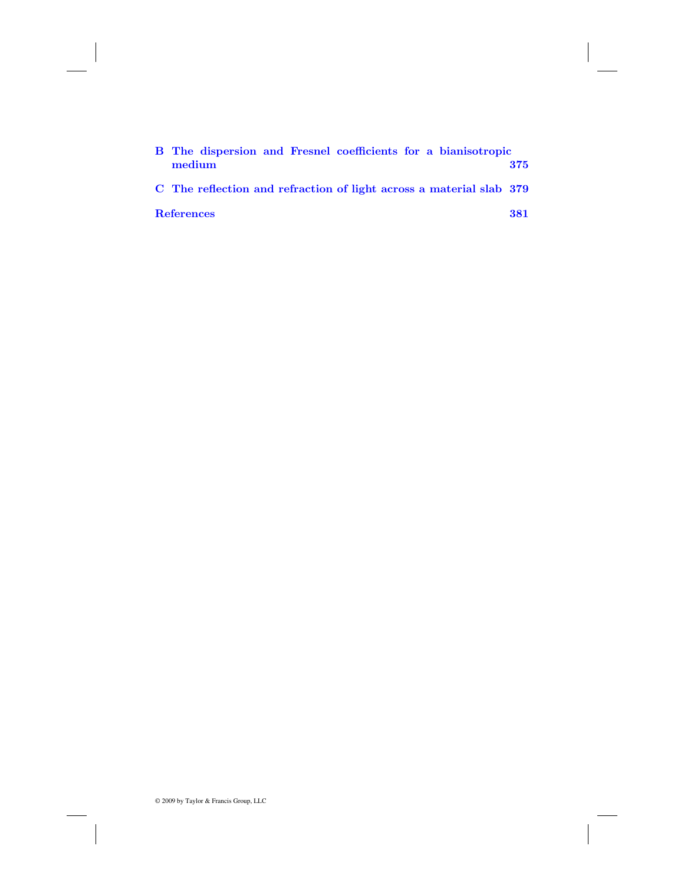B The dispersion and Fresnel coefficients for a bianisotropic medium 375

C The reflection and refraction of light across a material slab 379

References 381

© 2009 by Taylor & Francis Group, LLC